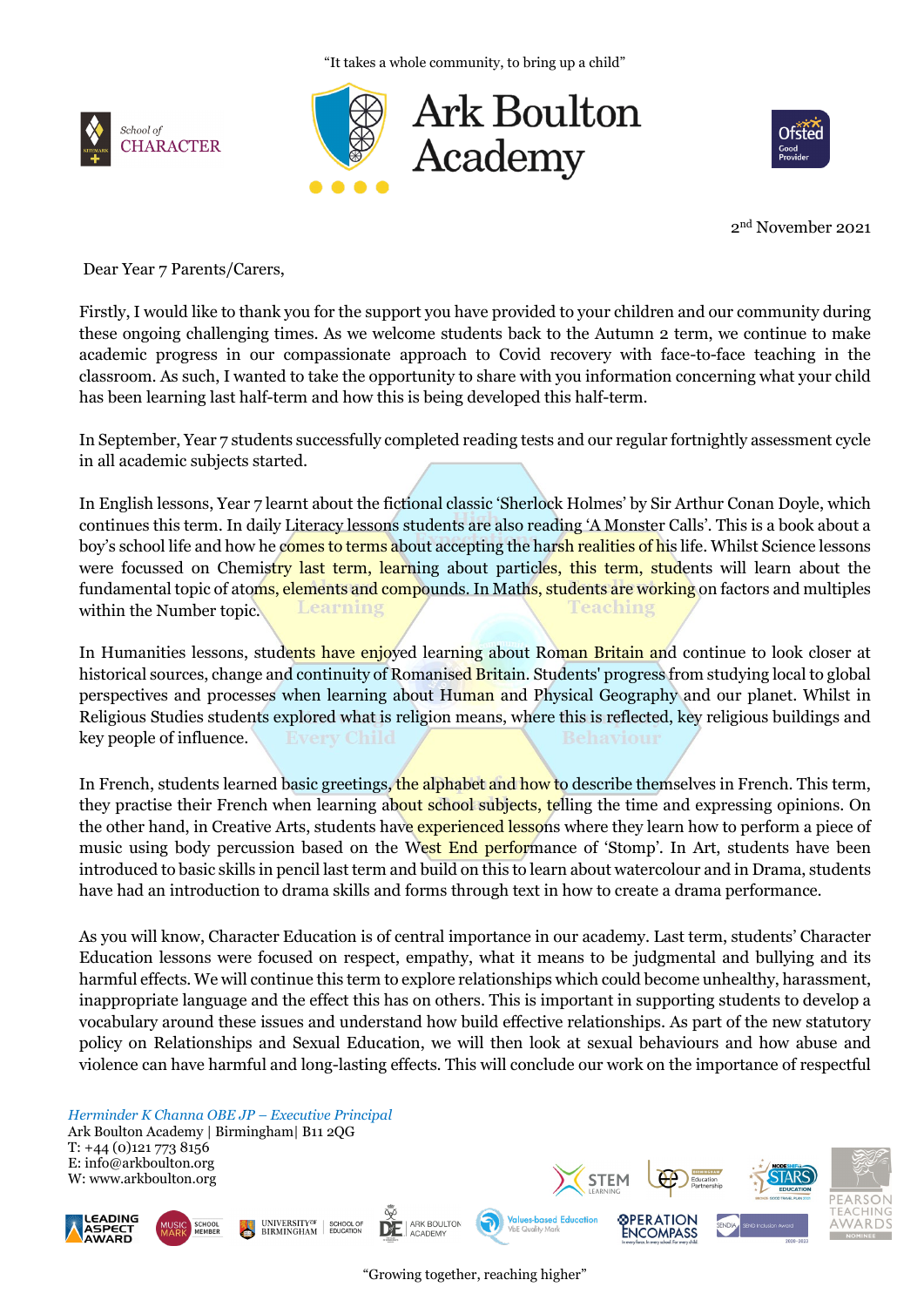"It takes a whole community, to bring up a child"

School of CHARACTER

# Ark Boulton Academy

Ofsted Good Provider

2nd November 2021

Dear Year 7 Parents/Carers,

Firstly, I would like to thank you for the support you have provided to your children and our community during these ongoing challenging times. As we welcome students back to the Autumn 2 term, we continue to make academic progress in our compassionate approach to Covid recovery with face-to-face teaching in the classroom. As such, I wanted to take the opportunity to share with you information concerning what your child has been learning last half-term and how this is being developed this half-term.

In September, Year 7 students successfully completed reading tests and our regular fortnightly assessment cycle in all academic subjects started.

In English lessons, Year 7 learnt about the fictional classic 'Sherlock Holmes' by Sir Arthur Conan Doyle, which continues this term. In daily Literacy lessons students are also reading 'A Monster Calls'. This is a book about a boy's school life and how he comes to terms about accepting the harsh realities of his life. Whilst Science lessons were focussed on Chemistry last term, learning about particles, this term, students will learn about the fundamental topic of atoms, elements and compounds. In Maths, students are working on factors and multiples within the Number topic.

In Humanities lessons, students have enjoyed learning about Roman Britain and continue to look closer at historical sources, change and continuity of Romanised Britain. Students' progress from studying local to global perspectives and processes when learning about Human and Physical Geography and our planet. Whilst in Religious Studies students explored what is religion means, where this is reflected, key religious buildings and key people of influence.

In French, students learned basic greetings, the alphabet and how to describe themselves in French. This term, they practise their French when learning about school subjects, telling the time and expressing opinions. On the other hand, in Creative Arts, students have experienced lessons where they learn how to perform a piece of music using body percussion based on the West End performance of 'Stomp'. In Art, students have been introduced to basic skills in pencil last term and build on this to learn about watercolour and in Drama, students have had an introduction to drama skills and forms through text in how to create a drama performance.

As you will know, Character Education is of central importance in our academy. Last term, students' Character Education lessons were focused on respect, empathy, what it means to be judgmental and bullying and its harmful effects. We will continue this term to explore relationships which could become unhealthy, harassment, inappropriate language and the effect this has on others. This is important in supporting students to develop a vocabulary around these issues and understand how build effective relationships. As part of the new statutory policy on Relationships and Sexual Education, we will then look at sexual behaviours and how abuse and violence can have harmful and long-lasting effects. This will conclude our work on the importance of respectful

*Herminder K Channa OBE JP – Executive Principal*
Ark Boulton Academy | Birmingham| B11 2QG
T: +44 (0)121 773 8156
E: info@arkboulton.org
W: www.arkboulton.org

"Growing together, reaching higher"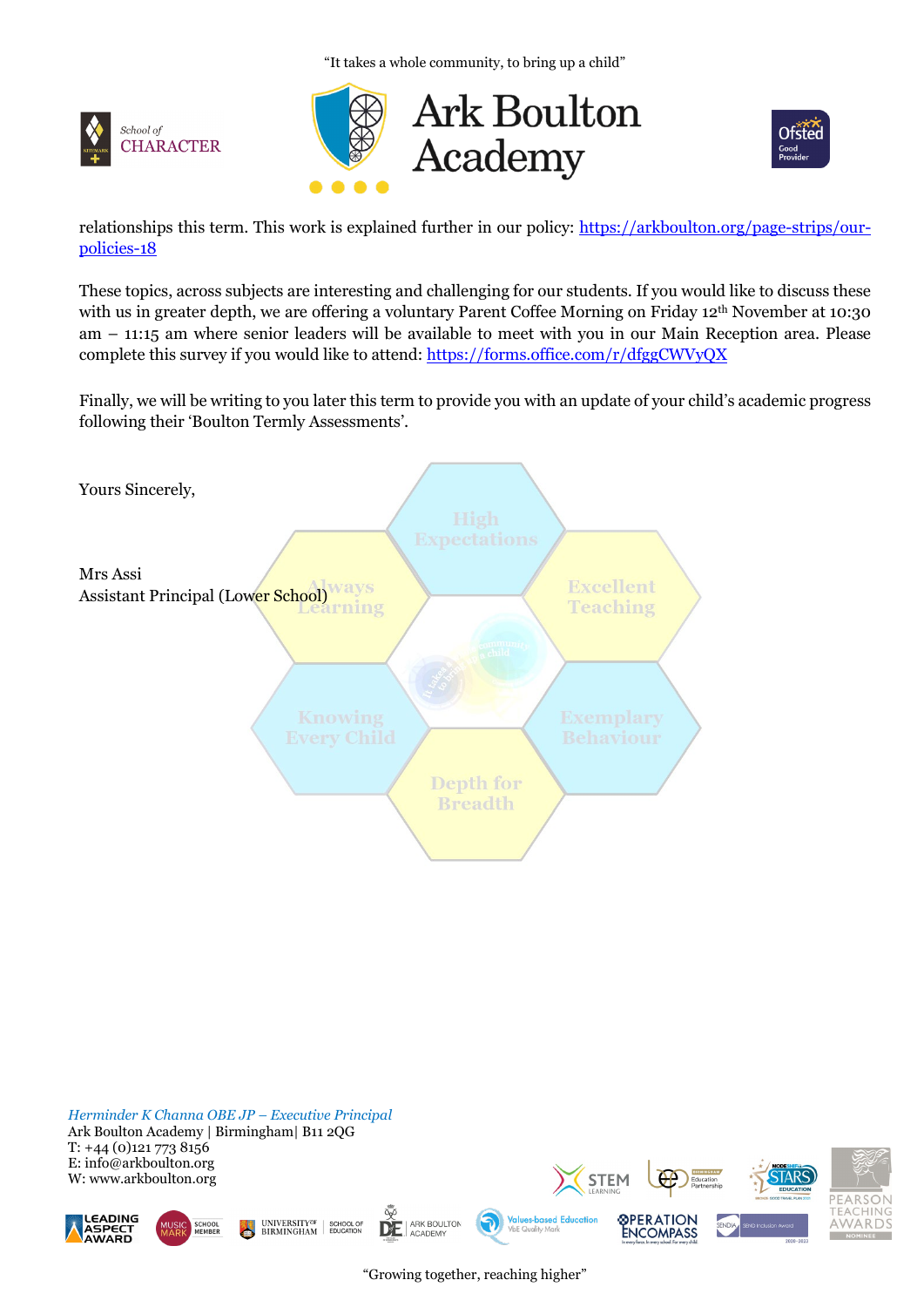relationships this term. This work is explained further in our policy: https://arkboulton.org/page-strips/our-policies-18

These topics, across subjects are interesting and challenging for our students. If you would like to discuss these with us in greater depth, we are offering a voluntary Parent Coffee Morning on Friday 12th November at 10:30 am – 11:15 am where senior leaders will be available to meet with you in our Main Reception area. Please complete this survey if you would like to attend: https://forms.office.com/r/dfggCWVyQX

Finally, we will be writing to you later this term to provide you with an update of your child's academic progress following their 'Boulton Termly Assessments'.

Yours Sincerely,

Mrs Assi
Assistant Principal (Lower School)